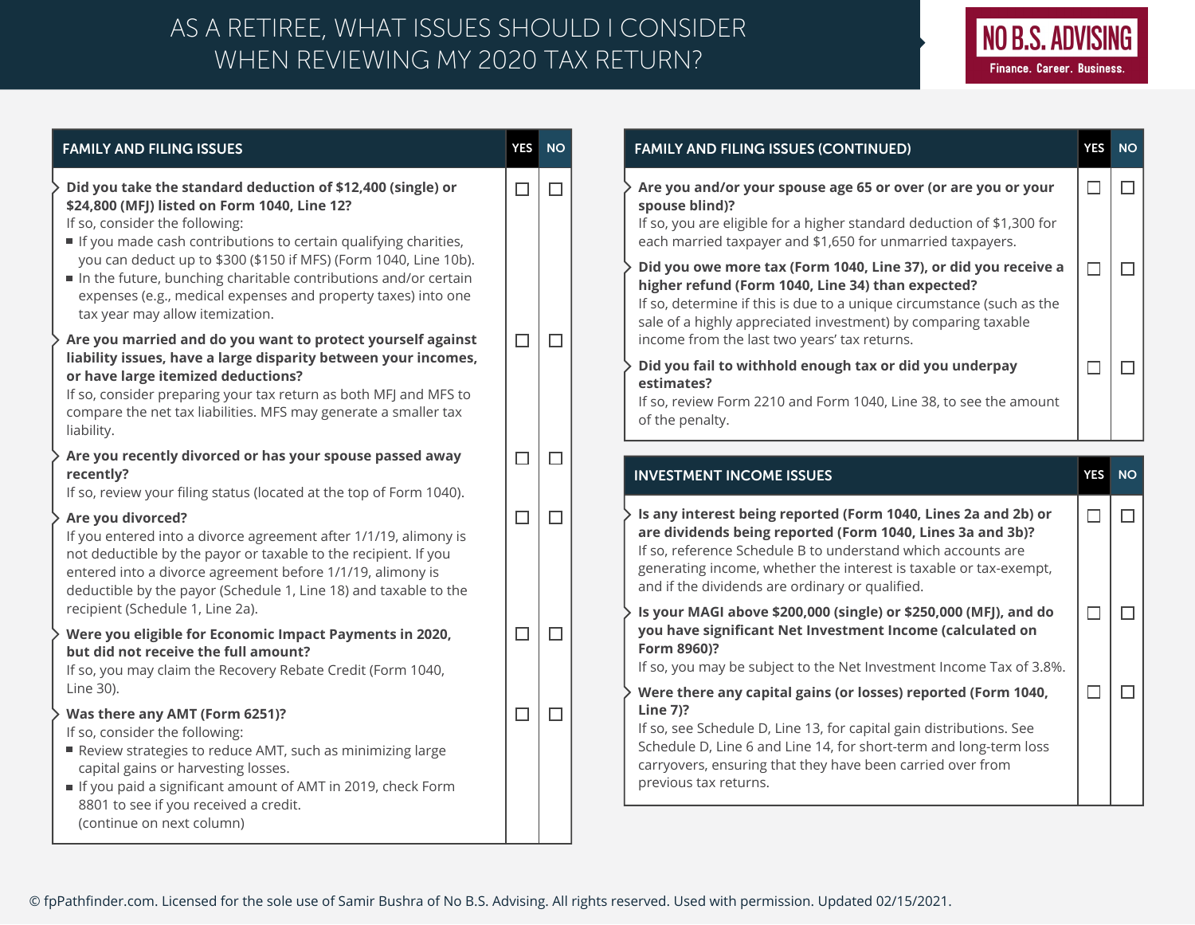# AS A RETIREE, WHAT ISSUES SHOULD I CONSIDER WHEN REVIEWING MY 2020 TAX RETURN?

NO B.S. ADVISING
Finance. Career. Business.

## FAMILY AND FILING ISSUES

| | YES | NO |
|---|---|---|
| **Did you take the standard deduction of $12,400 (single) or $24,800 (MFJ) listed on Form 1040, Line 12?** If so, consider the following:<br>▪ If you made cash contributions to certain qualifying charities, you can deduct up to $300 ($150 if MFS) (Form 1040, Line 10b).<br>▪ In the future, bunching charitable contributions and/or certain expenses (e.g., medical expenses and property taxes) into one tax year may allow itemization. | ☐ | ☐ |
| **Are you married and do you want to protect yourself against liability issues, have a large disparity between your incomes, or have large itemized deductions?** If so, consider preparing your tax return as both MFJ and MFS to compare the net tax liabilities. MFS may generate a smaller tax liability. | ☐ | ☐ |
| **Are you recently divorced or has your spouse passed away recently?** If so, review your filing status (located at the top of Form 1040). | ☐ | ☐ |
| **Are you divorced?** If you entered into a divorce agreement after 1/1/19, alimony is not deductible by the payor or taxable to the recipient. If you entered into a divorce agreement before 1/1/19, alimony is deductible by the payor (Schedule 1, Line 18) and taxable to the recipient (Schedule 1, Line 2a). | ☐ | ☐ |
| **Were you eligible for Economic Impact Payments in 2020, but did not receive the full amount?** If so, you may claim the Recovery Rebate Credit (Form 1040, Line 30). | ☐ | ☐ |
| **Was there any AMT (Form 6251)?** If so, consider the following:<br>▪ Review strategies to reduce AMT, such as minimizing large capital gains or harvesting losses.<br>▪ If you paid a significant amount of AMT in 2019, check Form 8801 to see if you received a credit.<br>(continue on next column) | ☐ | ☐ |

## FAMILY AND FILING ISSUES (CONTINUED)

| | YES | NO |
|---|---|---|
| **Are you and/or your spouse age 65 or over (or are you or your spouse blind)?** If so, you are eligible for a higher standard deduction of $1,300 for each married taxpayer and $1,650 for unmarried taxpayers. | ☐ | ☐ |
| **Did you owe more tax (Form 1040, Line 37), or did you receive a higher refund (Form 1040, Line 34) than expected?** If so, determine if this is due to a unique circumstance (such as the sale of a highly appreciated investment) by comparing taxable income from the last two years' tax returns. | ☐ | ☐ |
| **Did you fail to withhold enough tax or did you underpay estimates?** If so, review Form 2210 and Form 1040, Line 38, to see the amount of the penalty. | ☐ | ☐ |

## INVESTMENT INCOME ISSUES

| | YES | NO |
|---|---|---|
| **Is any interest being reported (Form 1040, Lines 2a and 2b) or are dividends being reported (Form 1040, Lines 3a and 3b)?** If so, reference Schedule B to understand which accounts are generating income, whether the interest is taxable or tax-exempt, and if the dividends are ordinary or qualified. | ☐ | ☐ |
| **Is your MAGI above $200,000 (single) or $250,000 (MFJ), and do you have significant Net Investment Income (calculated on Form 8960)?** If so, you may be subject to the Net Investment Income Tax of 3.8%. | ☐ | ☐ |
| **Were there any capital gains (or losses) reported (Form 1040, Line 7)?** If so, see Schedule D, Line 13, for capital gain distributions. See Schedule D, Line 6 and Line 14, for short-term and long-term loss carryovers, ensuring that they have been carried over from previous tax returns. | ☐ | ☐ |

© fpPathfinder.com. Licensed for the sole use of Samir Bushra of No B.S. Advising. All rights reserved. Used with permission. Updated 02/15/2021.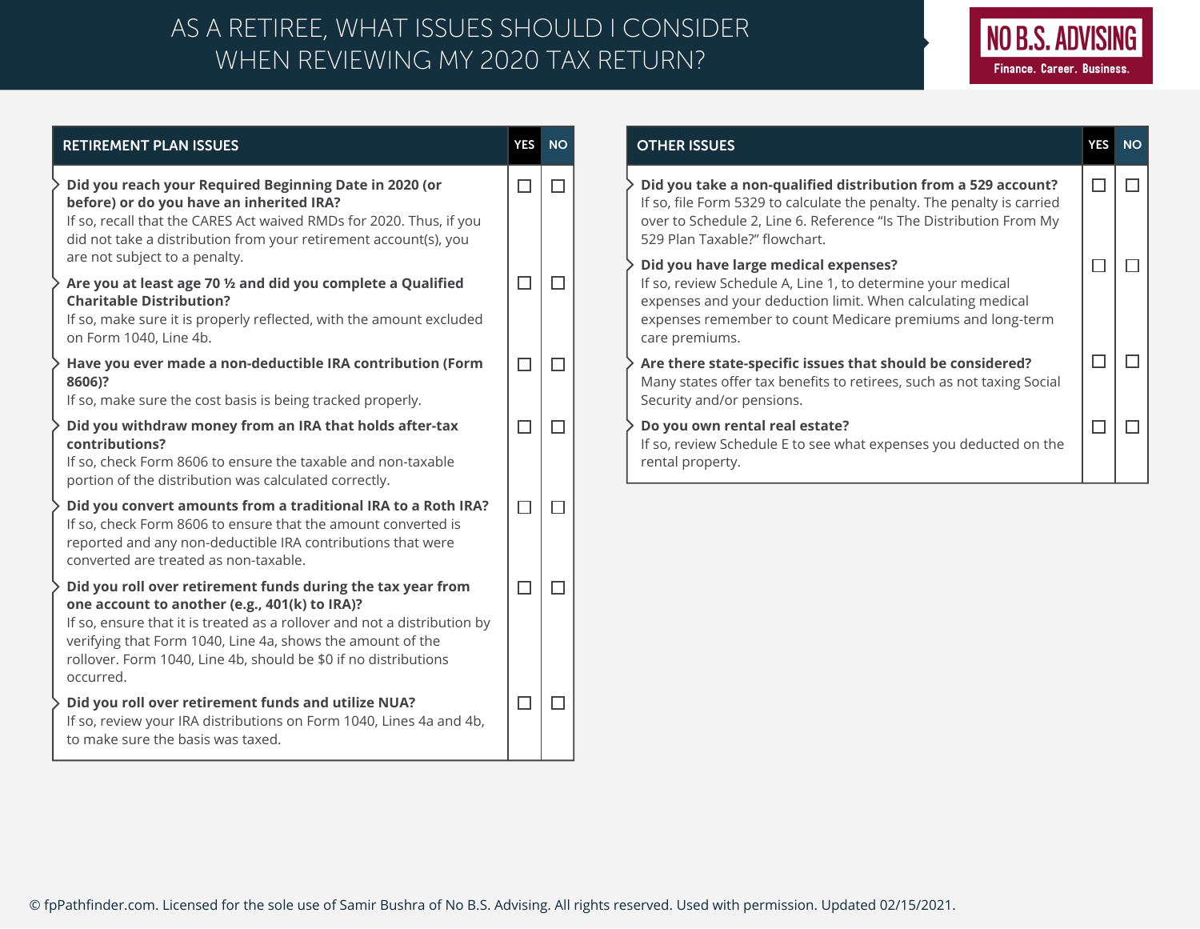# AS A RETIREE, WHAT ISSUES SHOULD I CONSIDER WHEN REVIEWING MY 2020 TAX RETURN?

NO B.S. ADVISING
Finance. Career. Business.

| RETIREMENT PLAN ISSUES | YES | NO |
|---|---|---|
| **Did you reach your Required Beginning Date in 2020 (or before) or do you have an inherited IRA?** If so, recall that the CARES Act waived RMDs for 2020. Thus, if you did not take a distribution from your retirement account(s), you are not subject to a penalty. | ☐ | ☐ |
| **Are you at least age 70 ½ and did you complete a Qualified Charitable Distribution?** If so, make sure it is properly reflected, with the amount excluded on Form 1040, Line 4b. | ☐ | ☐ |
| **Have you ever made a non-deductible IRA contribution (Form 8606)?** If so, make sure the cost basis is being tracked properly. | ☐ | ☐ |
| **Did you withdraw money from an IRA that holds after-tax contributions?** If so, check Form 8606 to ensure the taxable and non-taxable portion of the distribution was calculated correctly. | ☐ | ☐ |
| **Did you convert amounts from a traditional IRA to a Roth IRA?** If so, check Form 8606 to ensure that the amount converted is reported and any non-deductible IRA contributions that were converted are treated as non-taxable. | ☐ | ☐ |
| **Did you roll over retirement funds during the tax year from one account to another (e.g., 401(k) to IRA)?** If so, ensure that it is treated as a rollover and not a distribution by verifying that Form 1040, Line 4a, shows the amount of the rollover. Form 1040, Line 4b, should be $0 if no distributions occurred. | ☐ | ☐ |
| **Did you roll over retirement funds and utilize NUA?** If so, review your IRA distributions on Form 1040, Lines 4a and 4b, to make sure the basis was taxed. | ☐ | ☐ |

| OTHER ISSUES | YES | NO |
|---|---|---|
| **Did you take a non-qualified distribution from a 529 account?** If so, file Form 5329 to calculate the penalty. The penalty is carried over to Schedule 2, Line 6. Reference "Is The Distribution From My 529 Plan Taxable?" flowchart. | ☐ | ☐ |
| **Did you have large medical expenses?** If so, review Schedule A, Line 1, to determine your medical expenses and your deduction limit. When calculating medical expenses remember to count Medicare premiums and long-term care premiums. | ☐ | ☐ |
| **Are there state-specific issues that should be considered?** Many states offer tax benefits to retirees, such as not taxing Social Security and/or pensions. | ☐ | ☐ |
| **Do you own rental real estate?** If so, review Schedule E to see what expenses you deducted on the rental property. | ☐ | ☐ |

© fpPathfinder.com. Licensed for the sole use of Samir Bushra of No B.S. Advising. All rights reserved. Used with permission. Updated 02/15/2021.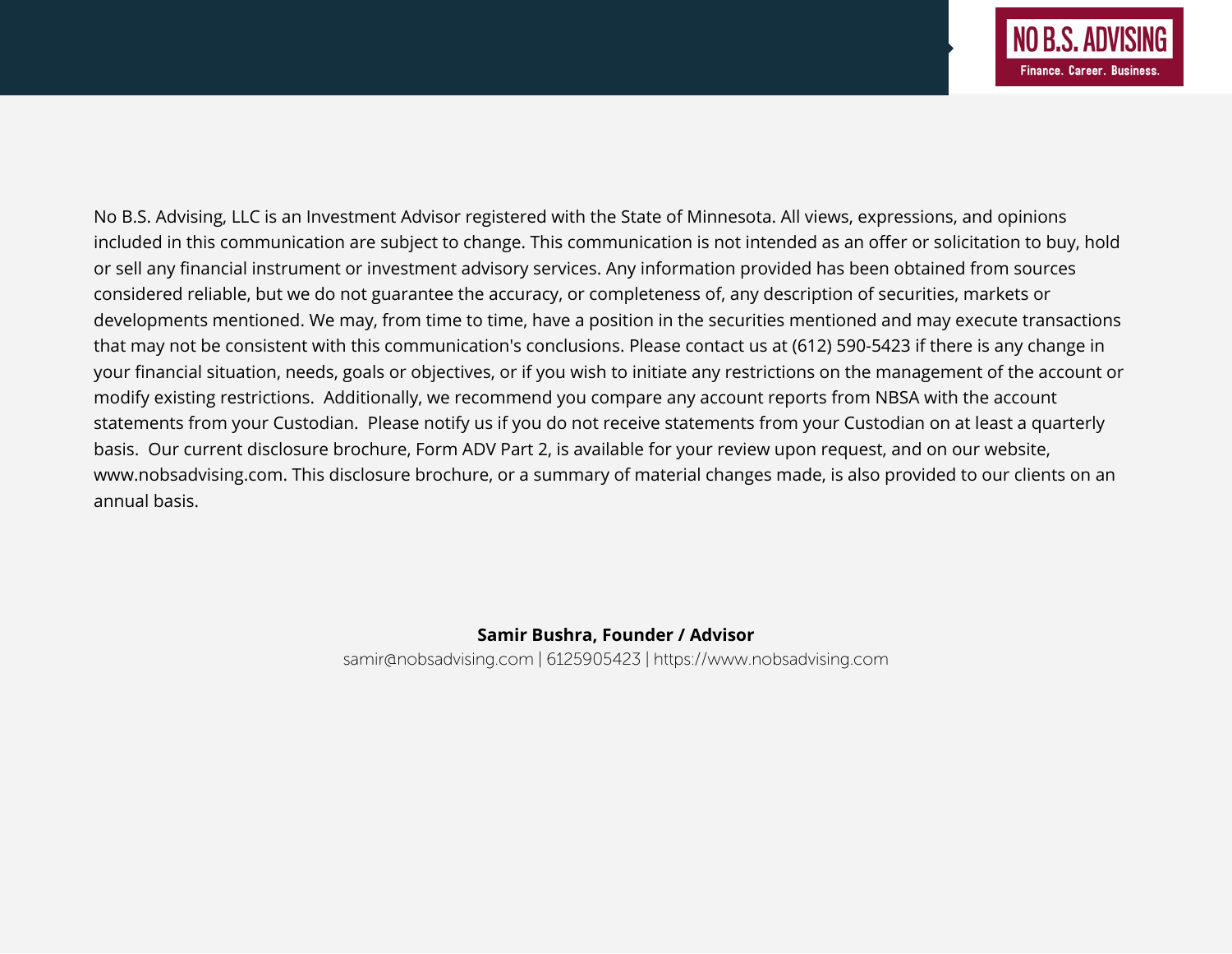No B.S. Advising, LLC is an Investment Advisor registered with the State of Minnesota. All views, expressions, and opinions included in this communication are subject to change. This communication is not intended as an offer or solicitation to buy, hold or sell any financial instrument or investment advisory services. Any information provided has been obtained from sources considered reliable, but we do not guarantee the accuracy, or completeness of, any description of securities, markets or developments mentioned. We may, from time to time, have a position in the securities mentioned and may execute transactions that may not be consistent with this communication's conclusions. Please contact us at (612) 590-5423 if there is any change in your financial situation, needs, goals or objectives, or if you wish to initiate any restrictions on the management of the account or modify existing restrictions. Additionally, we recommend you compare any account reports from NBSA with the account statements from your Custodian. Please notify us if you do not receive statements from your Custodian on at least a quarterly basis. Our current disclosure brochure, Form ADV Part 2, is available for your review upon request, and on our website, www.nobsadvising.com. This disclosure brochure, or a summary of material changes made, is also provided to our clients on an annual basis.

**Samir Bushra, Founder / Advisor**

samir@nobsadvising.com | 6125905423 | https://www.nobsadvising.com